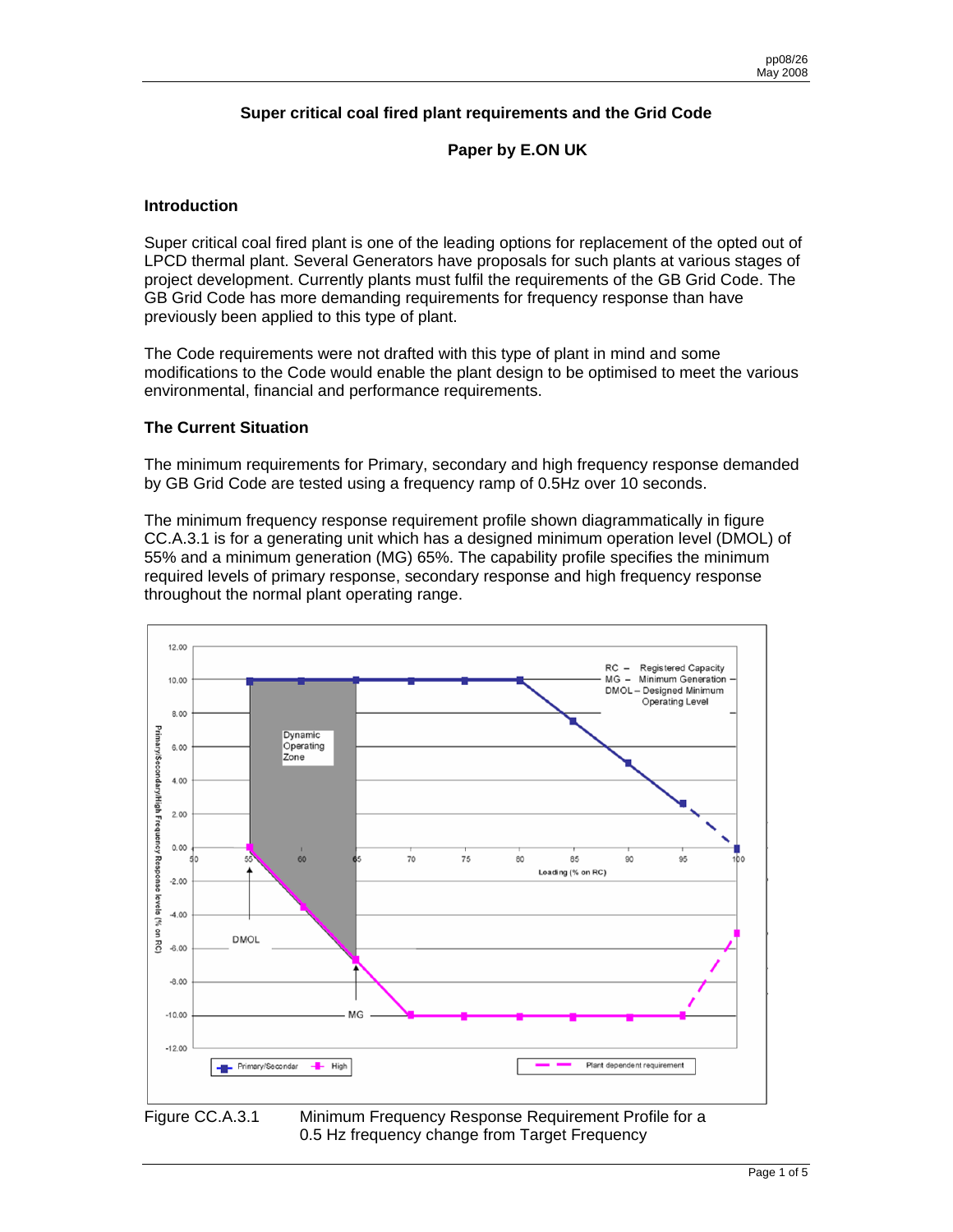# Super critical coal fired plant requirements and the Grid Code

## Paper by E.ON UK

### Introduction

Super critical coal fired plant is one of the leading options for replacement of the opted out of LPCD thermal plant. Several Generators have proposals for such plants at various stages of project development. Currently plants must fulfil the requirements of the GB Grid Code. The GB Grid Code has more demanding requirements for frequency response than have previously been applied to this type of plant.

The Code requirements were not drafted with this type of plant in mind and some modifications to the Code would enable the plant design to be optimised to meet the various environmental, financial and performance requirements.

### The Current Situation

The minimum requirements for Primary, secondary and high frequency response demanded by GB Grid Code are tested using a frequency ramp of 0.5Hz over 10 seconds.

The minimum frequency response requirement profile shown diagrammatically in figure CC.A.3.1 is for a generating unit which has a designed minimum operation level (DMOL) of 55% and a minimum generation (MG) 65%. The capability profile specifies the minimum required levels of primary response, secondary response and high frequency response throughout the normal plant operating range.

Figure CC.A.3.1 Minimum Frequency Response Requirement Profile for a 0.5 Hz frequency change from Target Frequency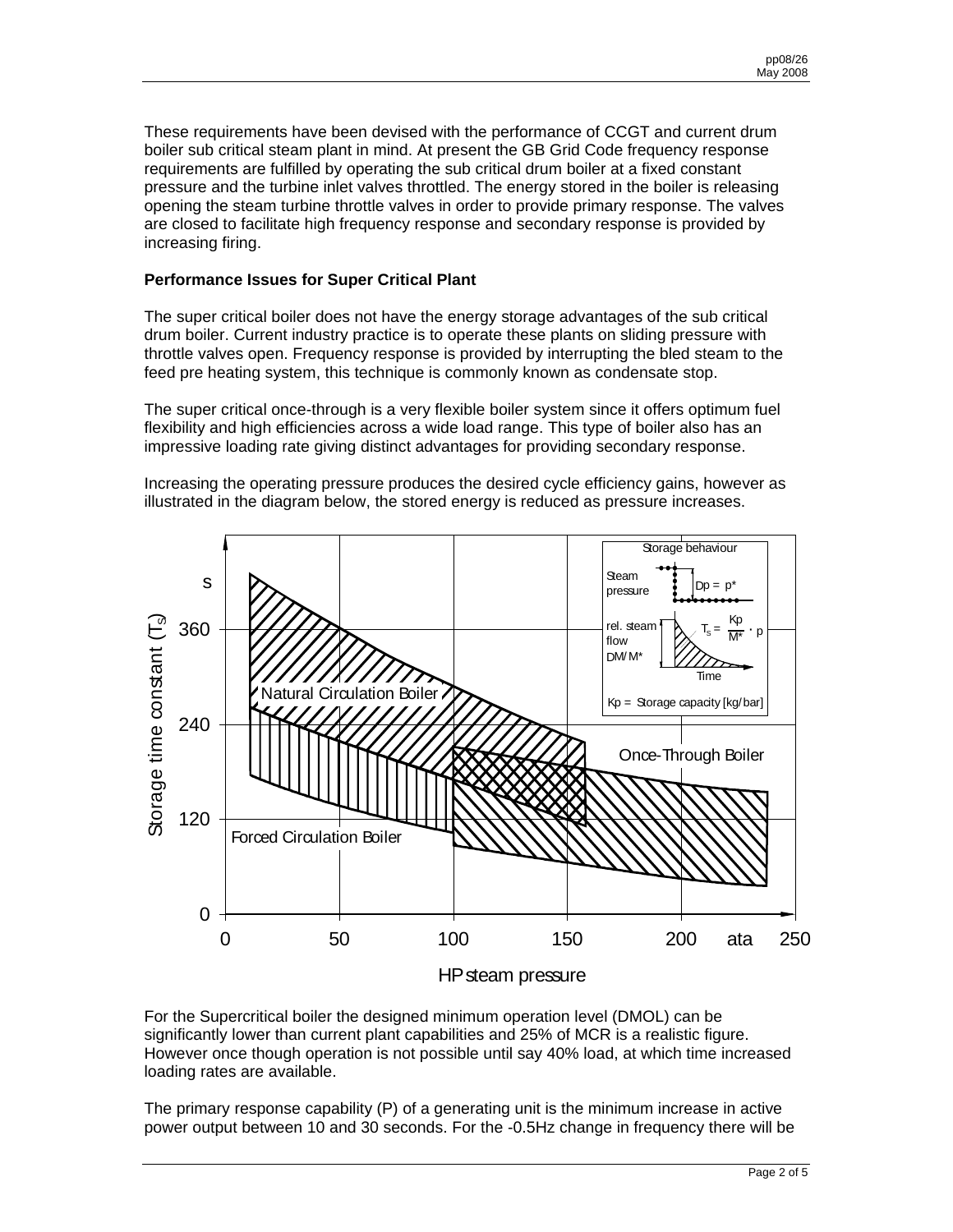These requirements have been devised with the performance of CCGT and current drum boiler sub critical steam plant in mind. At present the GB Grid Code frequency response requirements are fulfilled by operating the sub critical drum boiler at a fixed constant pressure and the turbine inlet valves throttled. The energy stored in the boiler is releasing opening the steam turbine throttle valves in order to provide primary response. The valves are closed to facilitate high frequency response and secondary response is provided by increasing firing.

**Performance Issues for Super Critical Plant**

The super critical boiler does not have the energy storage advantages of the sub critical drum boiler. Current industry practice is to operate these plants on sliding pressure with throttle valves open. Frequency response is provided by interrupting the bled steam to the feed pre heating system, this technique is commonly known as condensate stop.

The super critical once-through is a very flexible boiler system since it offers optimum fuel flexibility and high efficiencies across a wide load range. This type of boiler also has an impressive loading rate giving distinct advantages for providing secondary response.

Increasing the operating pressure produces the desired cycle efficiency gains, however as illustrated in the diagram below, the stored energy is reduced as pressure increases.

For the Supercritical boiler the designed minimum operation level (DMOL) can be significantly lower than current plant capabilities and 25% of MCR is a realistic figure. However once though operation is not possible until say 40% load, at which time increased loading rates are available.

The primary response capability (P) of a generating unit is the minimum increase in active power output between 10 and 30 seconds. For the -0.5Hz change in frequency there will be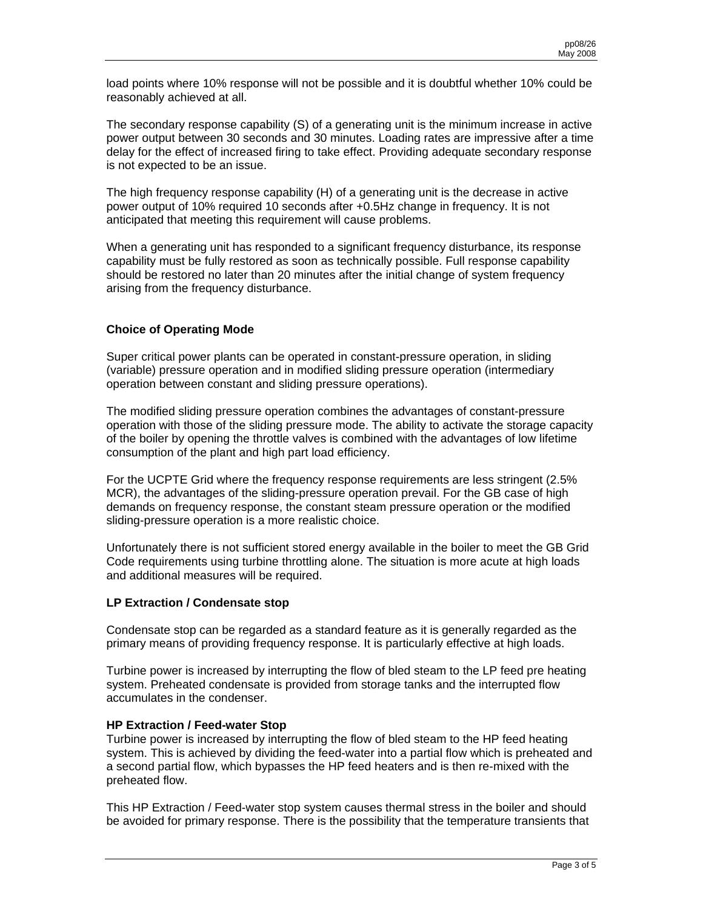load points where 10% response will not be possible and it is doubtful whether 10% could be reasonably achieved at all.

The secondary response capability (S) of a generating unit is the minimum increase in active power output between 30 seconds and 30 minutes. Loading rates are impressive after a time delay for the effect of increased firing to take effect. Providing adequate secondary response is not expected to be an issue.

The high frequency response capability (H) of a generating unit is the decrease in active power output of 10% required 10 seconds after +0.5Hz change in frequency. It is not anticipated that meeting this requirement will cause problems.

When a generating unit has responded to a significant frequency disturbance, its response capability must be fully restored as soon as technically possible. Full response capability should be restored no later than 20 minutes after the initial change of system frequency arising from the frequency disturbance.

**Choice of Operating Mode**

Super critical power plants can be operated in constant-pressure operation, in sliding (variable) pressure operation and in modified sliding pressure operation (intermediary operation between constant and sliding pressure operations).

The modified sliding pressure operation combines the advantages of constant-pressure operation with those of the sliding pressure mode. The ability to activate the storage capacity of the boiler by opening the throttle valves is combined with the advantages of low lifetime consumption of the plant and high part load efficiency.

For the UCPTE Grid where the frequency response requirements are less stringent (2.5% MCR), the advantages of the sliding-pressure operation prevail. For the GB case of high demands on frequency response, the constant steam pressure operation or the modified sliding-pressure operation is a more realistic choice.

Unfortunately there is not sufficient stored energy available in the boiler to meet the GB Grid Code requirements using turbine throttling alone. The situation is more acute at high loads and additional measures will be required.

**LP Extraction / Condensate stop**

Condensate stop can be regarded as a standard feature as it is generally regarded as the primary means of providing frequency response. It is particularly effective at high loads.

Turbine power is increased by interrupting the flow of bled steam to the LP feed pre heating system. Preheated condensate is provided from storage tanks and the interrupted flow accumulates in the condenser.

**HP Extraction / Feed-water Stop**

Turbine power is increased by interrupting the flow of bled steam to the HP feed heating system. This is achieved by dividing the feed-water into a partial flow which is preheated and a second partial flow, which bypasses the HP feed heaters and is then re-mixed with the preheated flow.

This HP Extraction / Feed-water stop system causes thermal stress in the boiler and should be avoided for primary response. There is the possibility that the temperature transients that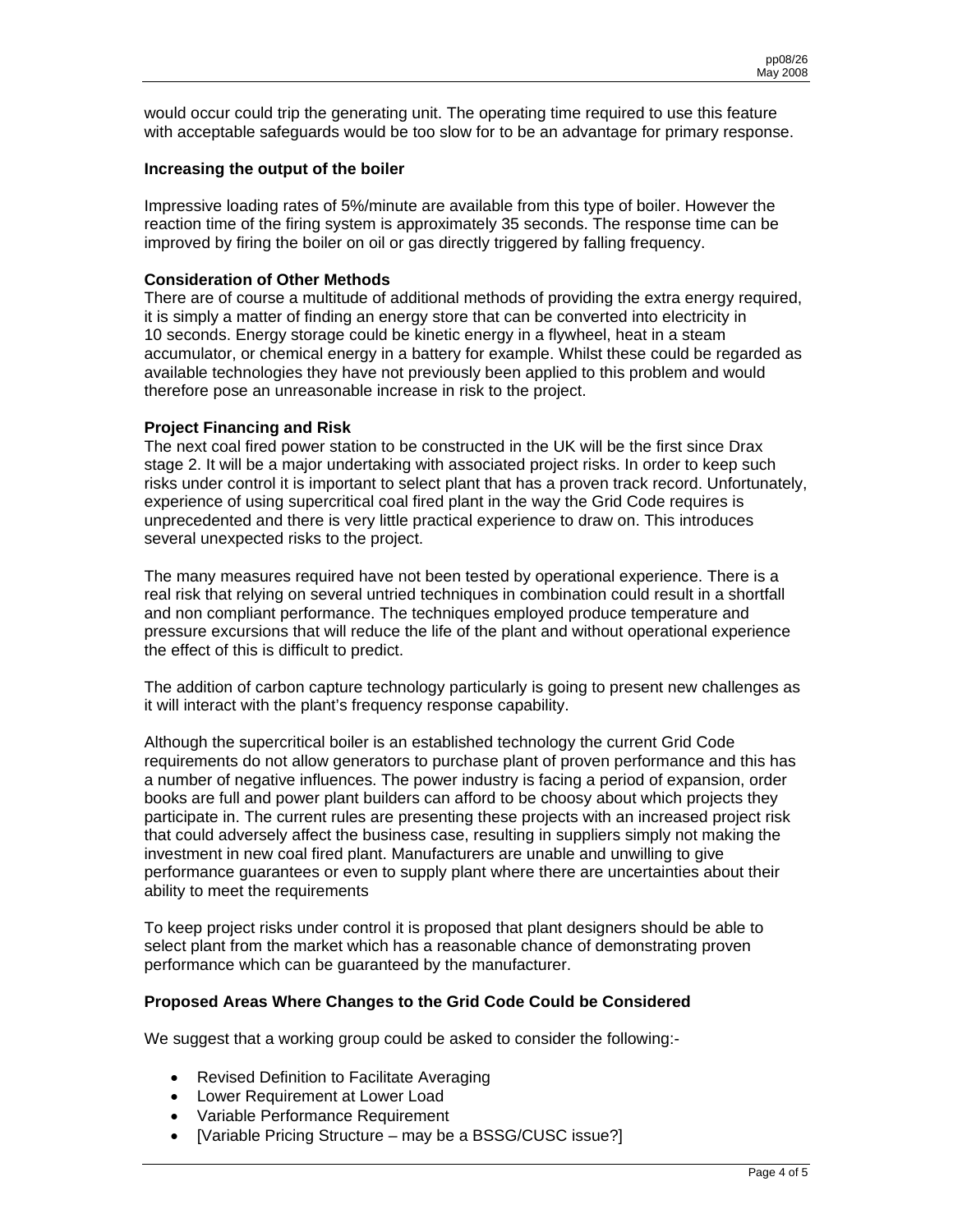would occur could trip the generating unit. The operating time required to use this feature with acceptable safeguards would be too slow for to be an advantage for primary response.

**Increasing the output of the boiler**

Impressive loading rates of 5%/minute are available from this type of boiler. However the reaction time of the firing system is approximately 35 seconds. The response time can be improved by firing the boiler on oil or gas directly triggered by falling frequency.

**Consideration of Other Methods**

There are of course a multitude of additional methods of providing the extra energy required, it is simply a matter of finding an energy store that can be converted into electricity in 10 seconds. Energy storage could be kinetic energy in a flywheel, heat in a steam accumulator, or chemical energy in a battery for example. Whilst these could be regarded as available technologies they have not previously been applied to this problem and would therefore pose an unreasonable increase in risk to the project.

**Project Financing and Risk**

The next coal fired power station to be constructed in the UK will be the first since Drax stage 2. It will be a major undertaking with associated project risks. In order to keep such risks under control it is important to select plant that has a proven track record. Unfortunately, experience of using supercritical coal fired plant in the way the Grid Code requires is unprecedented and there is very little practical experience to draw on. This introduces several unexpected risks to the project.

The many measures required have not been tested by operational experience. There is a real risk that relying on several untried techniques in combination could result in a shortfall and non compliant performance. The techniques employed produce temperature and pressure excursions that will reduce the life of the plant and without operational experience the effect of this is difficult to predict.

The addition of carbon capture technology particularly is going to present new challenges as it will interact with the plant's frequency response capability.

Although the supercritical boiler is an established technology the current Grid Code requirements do not allow generators to purchase plant of proven performance and this has a number of negative influences. The power industry is facing a period of expansion, order books are full and power plant builders can afford to be choosy about which projects they participate in. The current rules are presenting these projects with an increased project risk that could adversely affect the business case, resulting in suppliers simply not making the investment in new coal fired plant. Manufacturers are unable and unwilling to give performance guarantees or even to supply plant where there are uncertainties about their ability to meet the requirements

To keep project risks under control it is proposed that plant designers should be able to select plant from the market which has a reasonable chance of demonstrating proven performance which can be guaranteed by the manufacturer.

**Proposed Areas Where Changes to the Grid Code Could be Considered**

We suggest that a working group could be asked to consider the following:-

- Revised Definition to Facilitate Averaging
- Lower Requirement at Lower Load
- Variable Performance Requirement
- [Variable Pricing Structure – may be a BSSG/CUSC issue?]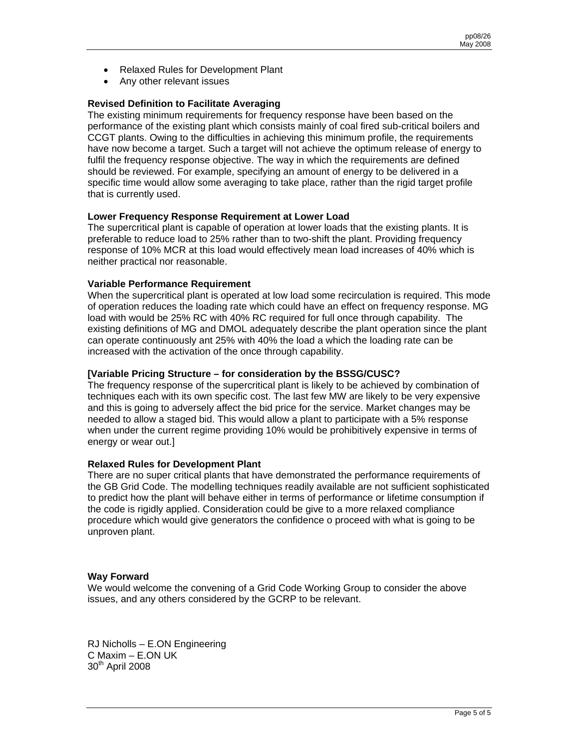- Relaxed Rules for Development Plant
- Any other relevant issues

**Revised Definition to Facilitate Averaging**

The existing minimum requirements for frequency response have been based on the performance of the existing plant which consists mainly of coal fired sub-critical boilers and CCGT plants. Owing to the difficulties in achieving this minimum profile, the requirements have now become a target. Such a target will not achieve the optimum release of energy to fulfil the frequency response objective. The way in which the requirements are defined should be reviewed. For example, specifying an amount of energy to be delivered in a specific time would allow some averaging to take place, rather than the rigid target profile that is currently used.

**Lower Frequency Response Requirement at Lower Load**

The supercritical plant is capable of operation at lower loads that the existing plants. It is preferable to reduce load to 25% rather than to two-shift the plant. Providing frequency response of 10% MCR at this load would effectively mean load increases of 40% which is neither practical nor reasonable.

**Variable Performance Requirement**

When the supercritical plant is operated at low load some recirculation is required. This mode of operation reduces the loading rate which could have an effect on frequency response. MG load with would be 25% RC with 40% RC required for full once through capability. The existing definitions of MG and DMOL adequately describe the plant operation since the plant can operate continuously ant 25% with 40% the load a which the loading rate can be increased with the activation of the once through capability.

**[Variable Pricing Structure – for consideration by the BSSG/CUSC?**

The frequency response of the supercritical plant is likely to be achieved by combination of techniques each with its own specific cost. The last few MW are likely to be very expensive and this is going to adversely affect the bid price for the service. Market changes may be needed to allow a staged bid. This would allow a plant to participate with a 5% response when under the current regime providing 10% would be prohibitively expensive in terms of energy or wear out.]

**Relaxed Rules for Development Plant**

There are no super critical plants that have demonstrated the performance requirements of the GB Grid Code. The modelling techniques readily available are not sufficient sophisticated to predict how the plant will behave either in terms of performance or lifetime consumption if the code is rigidly applied. Consideration could be give to a more relaxed compliance procedure which would give generators the confidence o proceed with what is going to be unproven plant.

**Way Forward**

We would welcome the convening of a Grid Code Working Group to consider the above issues, and any others considered by the GCRP to be relevant.

RJ Nicholls – E.ON Engineering
C Maxim – E.ON UK
30th April 2008